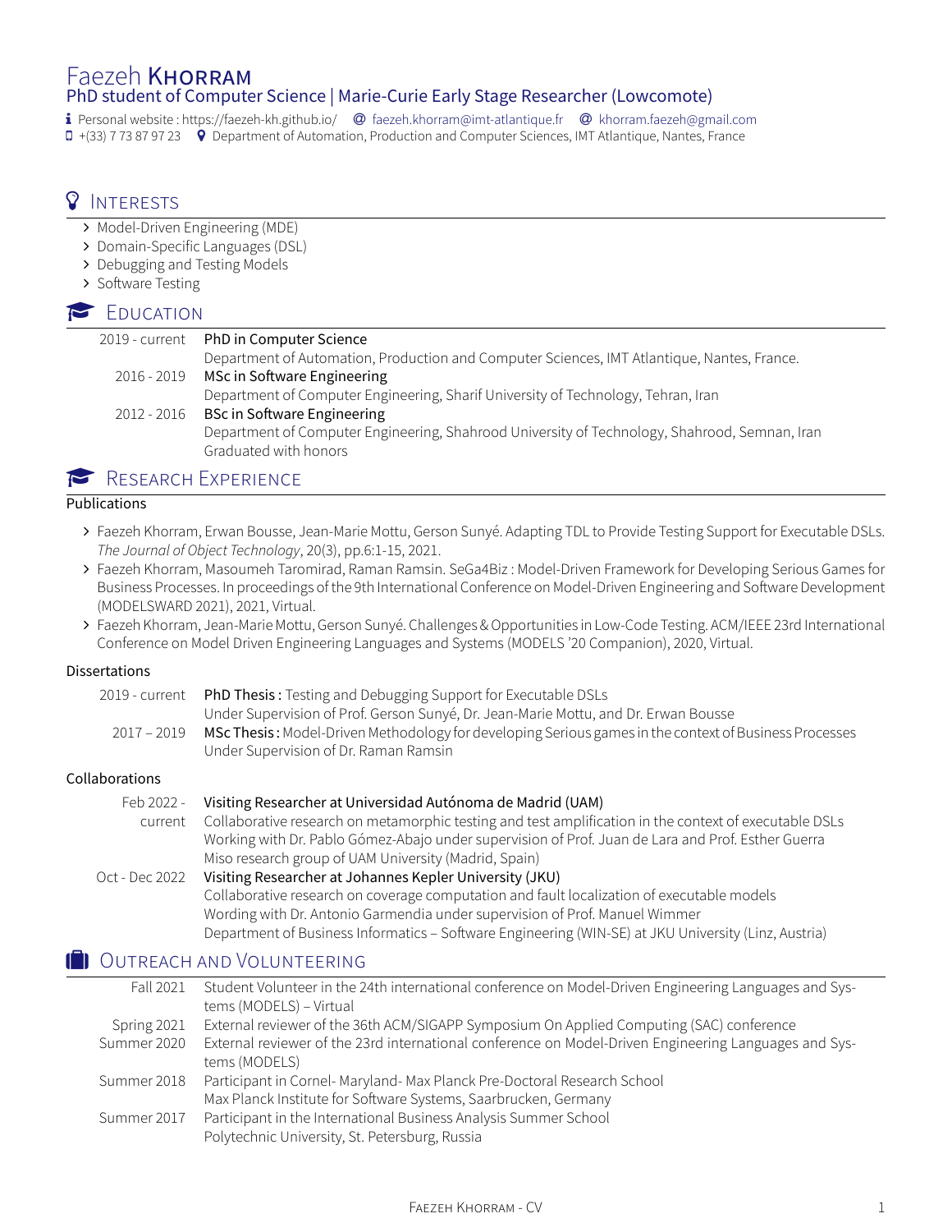# Faezeh KHORRAM

PhD student of Computer Science | Marie-Curie Early Stage Researcher (Lowcomote)

Personal website : https://faezeh-kh.github.io/ faezeh.khorram@imt-atlantique.fr khorram.faezeh@gmail.com
+(33) 7 73 87 97 23 Department of Automation, Production and Computer Sciences, IMT Atlantique, Nantes, France

## Interests

- Model-Driven Engineering (MDE)
- Domain-Specific Languages (DSL)
- Debugging and Testing Models
- Software Testing

## Education

2019 - current **PhD in Computer Science**
Department of Automation, Production and Computer Sciences, IMT Atlantique, Nantes, France.

2016 - 2019 **MSc in Software Engineering**
Department of Computer Engineering, Sharif University of Technology, Tehran, Iran

2012 - 2016 **BSc in Software Engineering**
Department of Computer Engineering, Shahrood University of Technology, Shahrood, Semnan, Iran
Graduated with honors

## Research Experience

### Publications

- Faezeh Khorram, Erwan Bousse, Jean-Marie Mottu, Gerson Sunyé. Adapting TDL to Provide Testing Support for Executable DSLs. *The Journal of Object Technology*, 20(3), pp.6:1-15, 2021.
- Faezeh Khorram, Masoumeh Taromirad, Raman Ramsin. SeGa4Biz : Model-Driven Framework for Developing Serious Games for Business Processes. In proceedings of the 9th International Conference on Model-Driven Engineering and Software Development (MODELSWARD 2021), 2021, Virtual.
- Faezeh Khorram, Jean-Marie Mottu, Gerson Sunyé. Challenges & Opportunities in Low-Code Testing. ACM/IEEE 23rd International Conference on Model Driven Engineering Languages and Systems (MODELS '20 Companion), 2020, Virtual.

### Dissertations

2019 - current **PhD Thesis :** Testing and Debugging Support for Executable DSLs
Under Supervision of Prof. Gerson Sunyé, Dr. Jean-Marie Mottu, and Dr. Erwan Bousse

2017 – 2019 **MSc Thesis :** Model-Driven Methodology for developing Serious games in the context of Business Processes
Under Supervision of Dr. Raman Ramsin

### Collaborations

Feb 2022 - current **Visiting Researcher at Universidad Autónoma de Madrid (UAM)**
Collaborative research on metamorphic testing and test amplification in the context of executable DSLs
Working with Dr. Pablo Gómez-Abajo under supervision of Prof. Juan de Lara and Prof. Esther Guerra
Miso research group of UAM University (Madrid, Spain)

Oct - Dec 2022 **Visiting Researcher at Johannes Kepler University (JKU)**
Collaborative research on coverage computation and fault localization of executable models
Wording with Dr. Antonio Garmendia under supervision of Prof. Manuel Wimmer
Department of Business Informatics – Software Engineering (WIN-SE) at JKU University (Linz, Austria)

## Outreach and Volunteering

Fall 2021 Student Volunteer in the 24th international conference on Model-Driven Engineering Languages and Systems (MODELS) – Virtual

Spring 2021 External reviewer of the 36th ACM/SIGAPP Symposium On Applied Computing (SAC) conference

Summer 2020 External reviewer of the 23rd international conference on Model-Driven Engineering Languages and Systems (MODELS)

Summer 2018 Participant in Cornel- Maryland- Max Planck Pre-Doctoral Research School
Max Planck Institute for Software Systems, Saarbrucken, Germany

Summer 2017 Participant in the International Business Analysis Summer School
Polytechnic University, St. Petersburg, Russia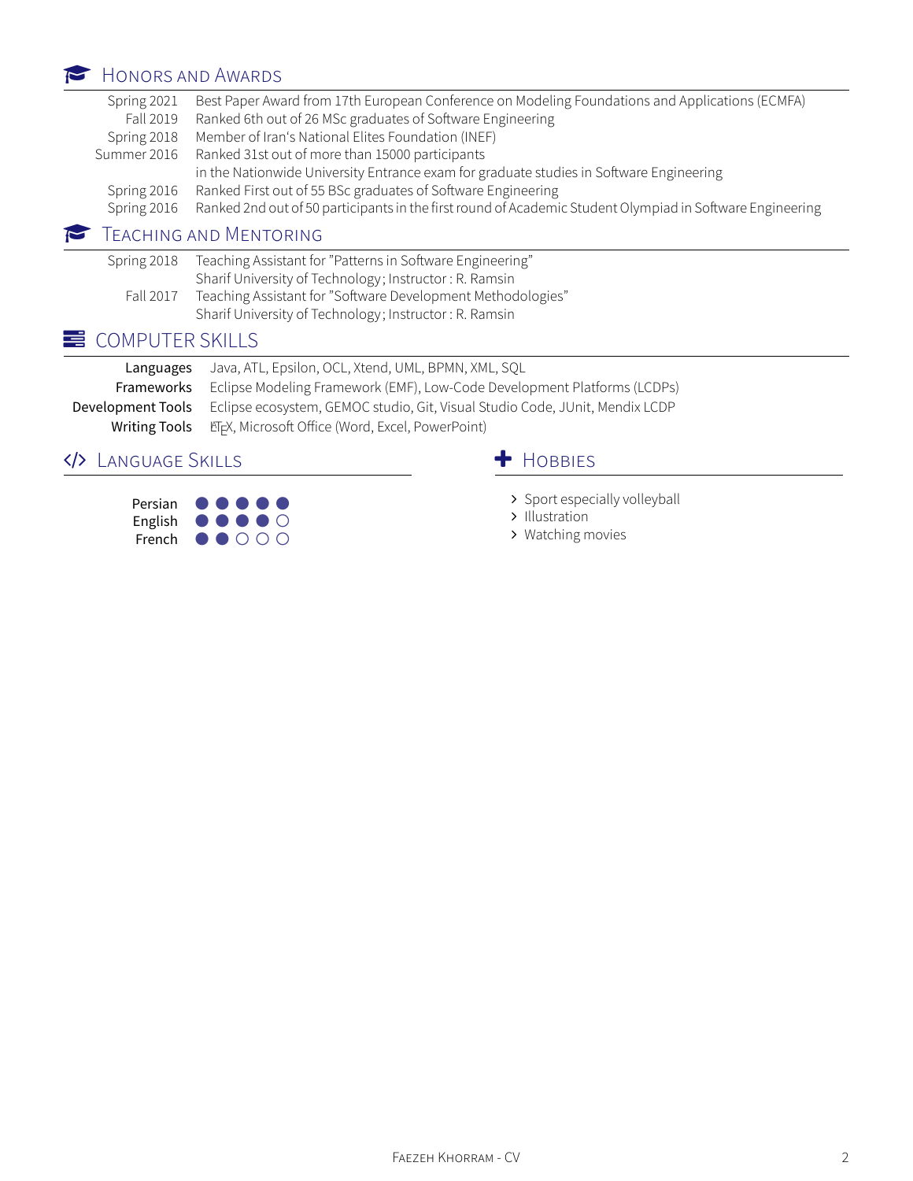## Honors and Awards

| | |
|---|---|
| Spring 2021 | Best Paper Award from 17th European Conference on Modeling Foundations and Applications (ECMFA) |
| Fall 2019 | Ranked 6th out of 26 MSc graduates of Software Engineering |
| Spring 2018 | Member of Iran's National Elites Foundation (INEF) |
| Summer 2016 | Ranked 31st out of more than 15000 participants in the Nationwide University Entrance exam for graduate studies in Software Engineering |
| Spring 2016 | Ranked First out of 55 BSc graduates of Software Engineering |
| Spring 2016 | Ranked 2nd out of 50 participants in the first round of Academic Student Olympiad in Software Engineering |

## Teaching and Mentoring

| | |
|---|---|
| Spring 2018 | Teaching Assistant for "Patterns in Software Engineering"<br>Sharif University of Technology ; Instructor : R. Ramsin |
| Fall 2017 | Teaching Assistant for "Software Development Methodologies"<br>Sharif University of Technology ; Instructor : R. Ramsin |

## Computer Skills

| | |
|---|---|
| **Languages** | Java, ATL, Epsilon, OCL, Xtend, UML, BPMN, XML, SQL |
| **Frameworks** | Eclipse Modeling Framework (EMF), Low-Code Development Platforms (LCDPs) |
| **Development Tools** | Eclipse ecosystem, GEMOC studio, Git, Visual Studio Code, JUnit, Mendix LCDP |
| **Writing Tools** | LaTeX, Microsoft Office (Word, Excel, PowerPoint) |

## Language Skills

| | |
|---|---|
| Persian | ●●●●● |
| English | ●●●●○ |
| French | ●●○○○ |

## Hobbies

- Sport especially volleyball
- Illustration
- Watching movies